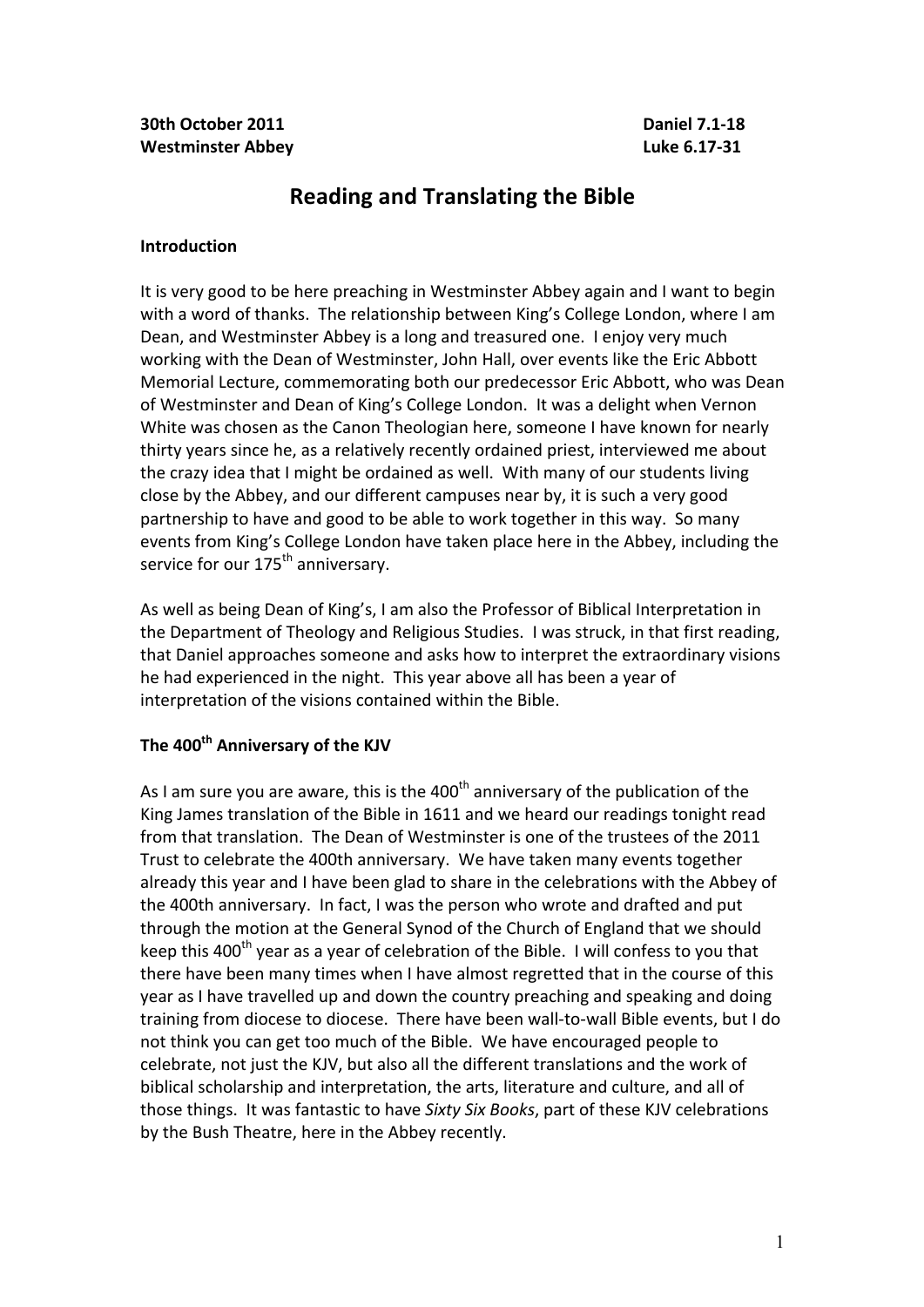**30th October 2011** **Daniel 7.1-18**
**Westminster Abbey** **Luke 6.17-31**

# Reading and Translating the Bible

**Introduction**

It is very good to be here preaching in Westminster Abbey again and I want to begin with a word of thanks. The relationship between King's College London, where I am Dean, and Westminster Abbey is a long and treasured one. I enjoy very much working with the Dean of Westminster, John Hall, over events like the Eric Abbott Memorial Lecture, commemorating both our predecessor Eric Abbott, who was Dean of Westminster and Dean of King's College London. It was a delight when Vernon White was chosen as the Canon Theologian here, someone I have known for nearly thirty years since he, as a relatively recently ordained priest, interviewed me about the crazy idea that I might be ordained as well. With many of our students living close by the Abbey, and our different campuses near by, it is such a very good partnership to have and good to be able to work together in this way. So many events from King's College London have taken place here in the Abbey, including the service for our 175th anniversary.

As well as being Dean of King's, I am also the Professor of Biblical Interpretation in the Department of Theology and Religious Studies. I was struck, in that first reading, that Daniel approaches someone and asks how to interpret the extraordinary visions he had experienced in the night. This year above all has been a year of interpretation of the visions contained within the Bible.

**The 400th Anniversary of the KJV**

As I am sure you are aware, this is the 400th anniversary of the publication of the King James translation of the Bible in 1611 and we heard our readings tonight read from that translation. The Dean of Westminster is one of the trustees of the 2011 Trust to celebrate the 400th anniversary. We have taken many events together already this year and I have been glad to share in the celebrations with the Abbey of the 400th anniversary. In fact, I was the person who wrote and drafted and put through the motion at the General Synod of the Church of England that we should keep this 400th year as a year of celebration of the Bible. I will confess to you that there have been many times when I have almost regretted that in the course of this year as I have travelled up and down the country preaching and speaking and doing training from diocese to diocese. There have been wall-to-wall Bible events, but I do not think you can get too much of the Bible. We have encouraged people to celebrate, not just the KJV, but also all the different translations and the work of biblical scholarship and interpretation, the arts, literature and culture, and all of those things. It was fantastic to have *Sixty Six Books*, part of these KJV celebrations by the Bush Theatre, here in the Abbey recently.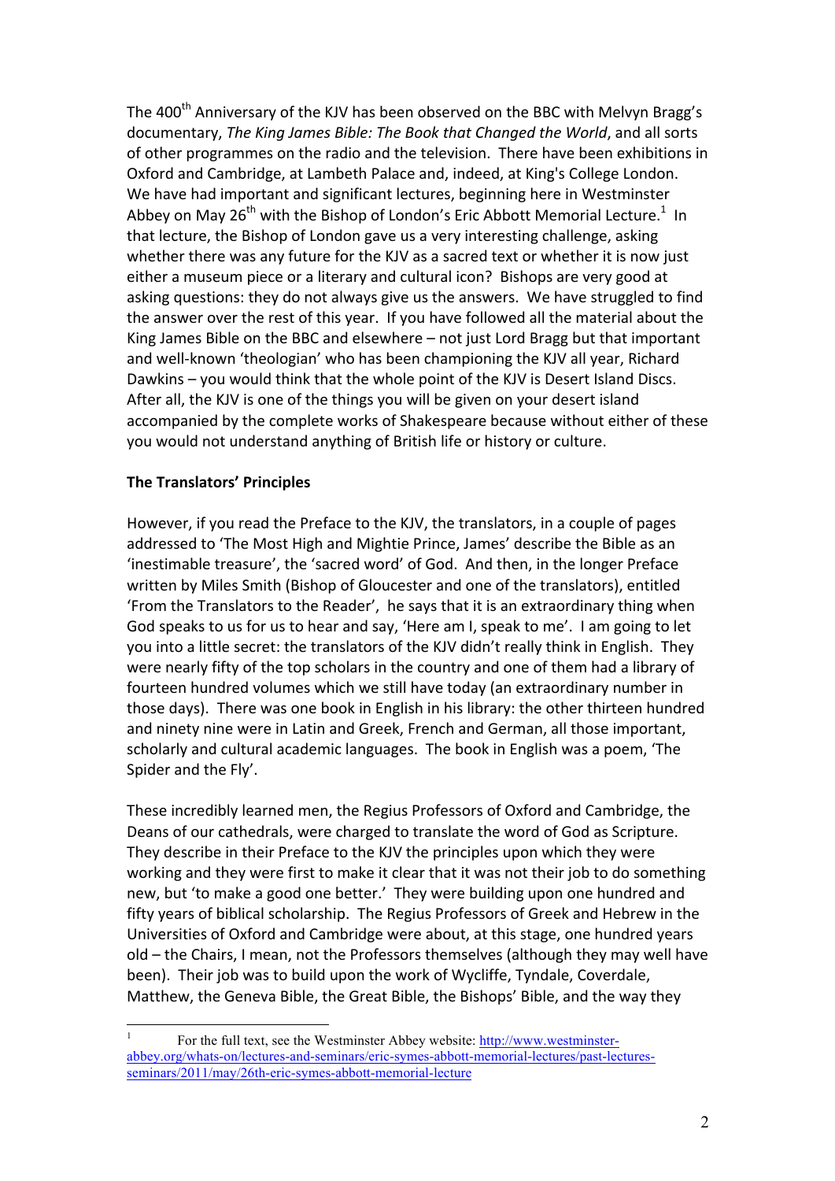The 400th Anniversary of the KJV has been observed on the BBC with Melvyn Bragg's documentary, *The King James Bible: The Book that Changed the World*, and all sorts of other programmes on the radio and the television. There have been exhibitions in Oxford and Cambridge, at Lambeth Palace and, indeed, at King's College London. We have had important and significant lectures, beginning here in Westminster Abbey on May 26th with the Bishop of London's Eric Abbott Memorial Lecture.[1] In that lecture, the Bishop of London gave us a very interesting challenge, asking whether there was any future for the KJV as a sacred text or whether it is now just either a museum piece or a literary and cultural icon? Bishops are very good at asking questions: they do not always give us the answers. We have struggled to find the answer over the rest of this year. If you have followed all the material about the King James Bible on the BBC and elsewhere – not just Lord Bragg but that important and well-known 'theologian' who has been championing the KJV all year, Richard Dawkins – you would think that the whole point of the KJV is Desert Island Discs. After all, the KJV is one of the things you will be given on your desert island accompanied by the complete works of Shakespeare because without either of these you would not understand anything of British life or history or culture.

**The Translators' Principles**

However, if you read the Preface to the KJV, the translators, in a couple of pages addressed to 'The Most High and Mightie Prince, James' describe the Bible as an 'inestimable treasure', the 'sacred word' of God. And then, in the longer Preface written by Miles Smith (Bishop of Gloucester and one of the translators), entitled 'From the Translators to the Reader', he says that it is an extraordinary thing when God speaks to us for us to hear and say, 'Here am I, speak to me'. I am going to let you into a little secret: the translators of the KJV didn't really think in English. They were nearly fifty of the top scholars in the country and one of them had a library of fourteen hundred volumes which we still have today (an extraordinary number in those days). There was one book in English in his library: the other thirteen hundred and ninety nine were in Latin and Greek, French and German, all those important, scholarly and cultural academic languages. The book in English was a poem, 'The Spider and the Fly'.

These incredibly learned men, the Regius Professors of Oxford and Cambridge, the Deans of our cathedrals, were charged to translate the word of God as Scripture. They describe in their Preface to the KJV the principles upon which they were working and they were first to make it clear that it was not their job to do something new, but 'to make a good one better.' They were building upon one hundred and fifty years of biblical scholarship. The Regius Professors of Greek and Hebrew in the Universities of Oxford and Cambridge were about, at this stage, one hundred years old – the Chairs, I mean, not the Professors themselves (although they may well have been). Their job was to build upon the work of Wycliffe, Tyndale, Coverdale, Matthew, the Geneva Bible, the Great Bible, the Bishops' Bible, and the way they

---

[1] For the full text, see the Westminster Abbey website: http://www.westminster-abbey.org/whats-on/lectures-and-seminars/eric-symes-abbott-memorial-lectures/past-lectures-seminars/2011/may/26th-eric-symes-abbott-memorial-lecture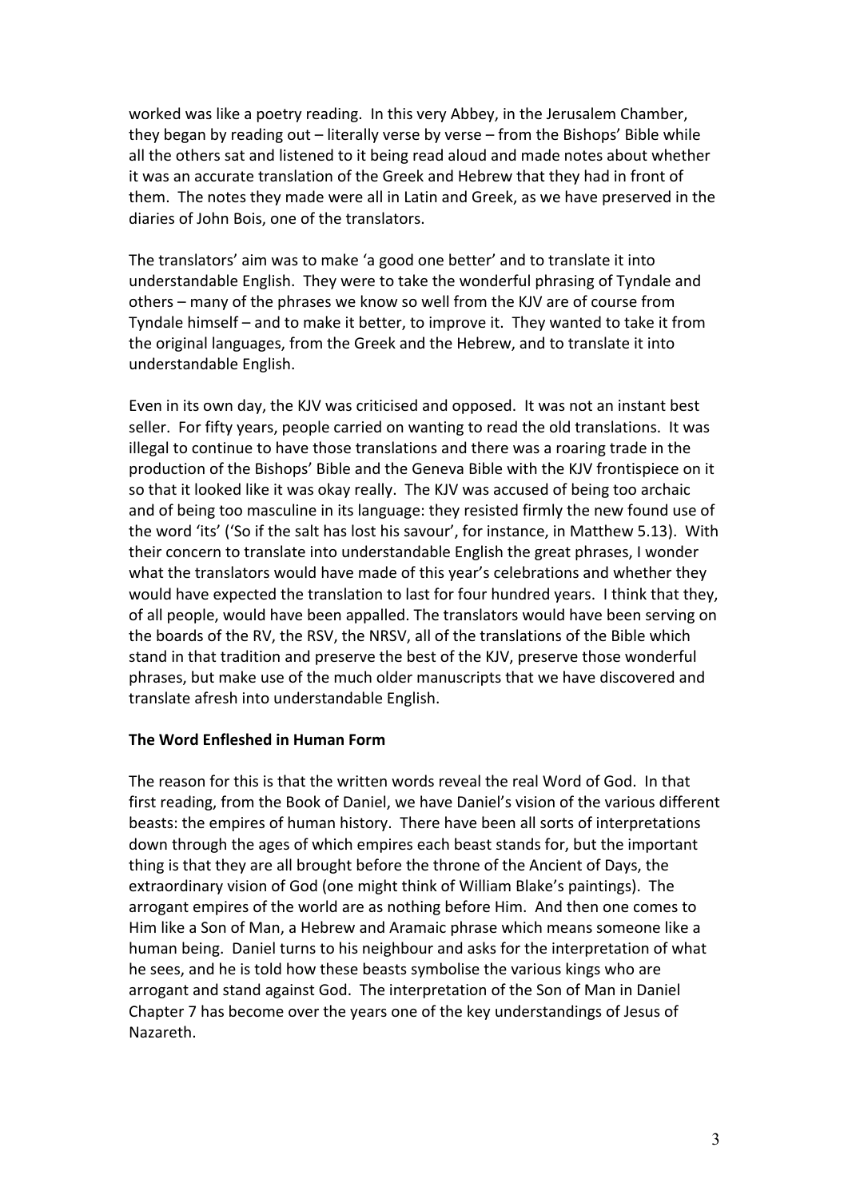worked was like a poetry reading. In this very Abbey, in the Jerusalem Chamber, they began by reading out – literally verse by verse – from the Bishops' Bible while all the others sat and listened to it being read aloud and made notes about whether it was an accurate translation of the Greek and Hebrew that they had in front of them. The notes they made were all in Latin and Greek, as we have preserved in the diaries of John Bois, one of the translators.

The translators' aim was to make 'a good one better' and to translate it into understandable English. They were to take the wonderful phrasing of Tyndale and others – many of the phrases we know so well from the KJV are of course from Tyndale himself – and to make it better, to improve it. They wanted to take it from the original languages, from the Greek and the Hebrew, and to translate it into understandable English.

Even in its own day, the KJV was criticised and opposed. It was not an instant best seller. For fifty years, people carried on wanting to read the old translations. It was illegal to continue to have those translations and there was a roaring trade in the production of the Bishops' Bible and the Geneva Bible with the KJV frontispiece on it so that it looked like it was okay really. The KJV was accused of being too archaic and of being too masculine in its language: they resisted firmly the new found use of the word 'its' ('So if the salt has lost his savour', for instance, in Matthew 5.13). With their concern to translate into understandable English the great phrases, I wonder what the translators would have made of this year's celebrations and whether they would have expected the translation to last for four hundred years. I think that they, of all people, would have been appalled. The translators would have been serving on the boards of the RV, the RSV, the NRSV, all of the translations of the Bible which stand in that tradition and preserve the best of the KJV, preserve those wonderful phrases, but make use of the much older manuscripts that we have discovered and translate afresh into understandable English.

**The Word Enfleshed in Human Form**

The reason for this is that the written words reveal the real Word of God. In that first reading, from the Book of Daniel, we have Daniel's vision of the various different beasts: the empires of human history. There have been all sorts of interpretations down through the ages of which empires each beast stands for, but the important thing is that they are all brought before the throne of the Ancient of Days, the extraordinary vision of God (one might think of William Blake's paintings). The arrogant empires of the world are as nothing before Him. And then one comes to Him like a Son of Man, a Hebrew and Aramaic phrase which means someone like a human being. Daniel turns to his neighbour and asks for the interpretation of what he sees, and he is told how these beasts symbolise the various kings who are arrogant and stand against God. The interpretation of the Son of Man in Daniel Chapter 7 has become over the years one of the key understandings of Jesus of Nazareth.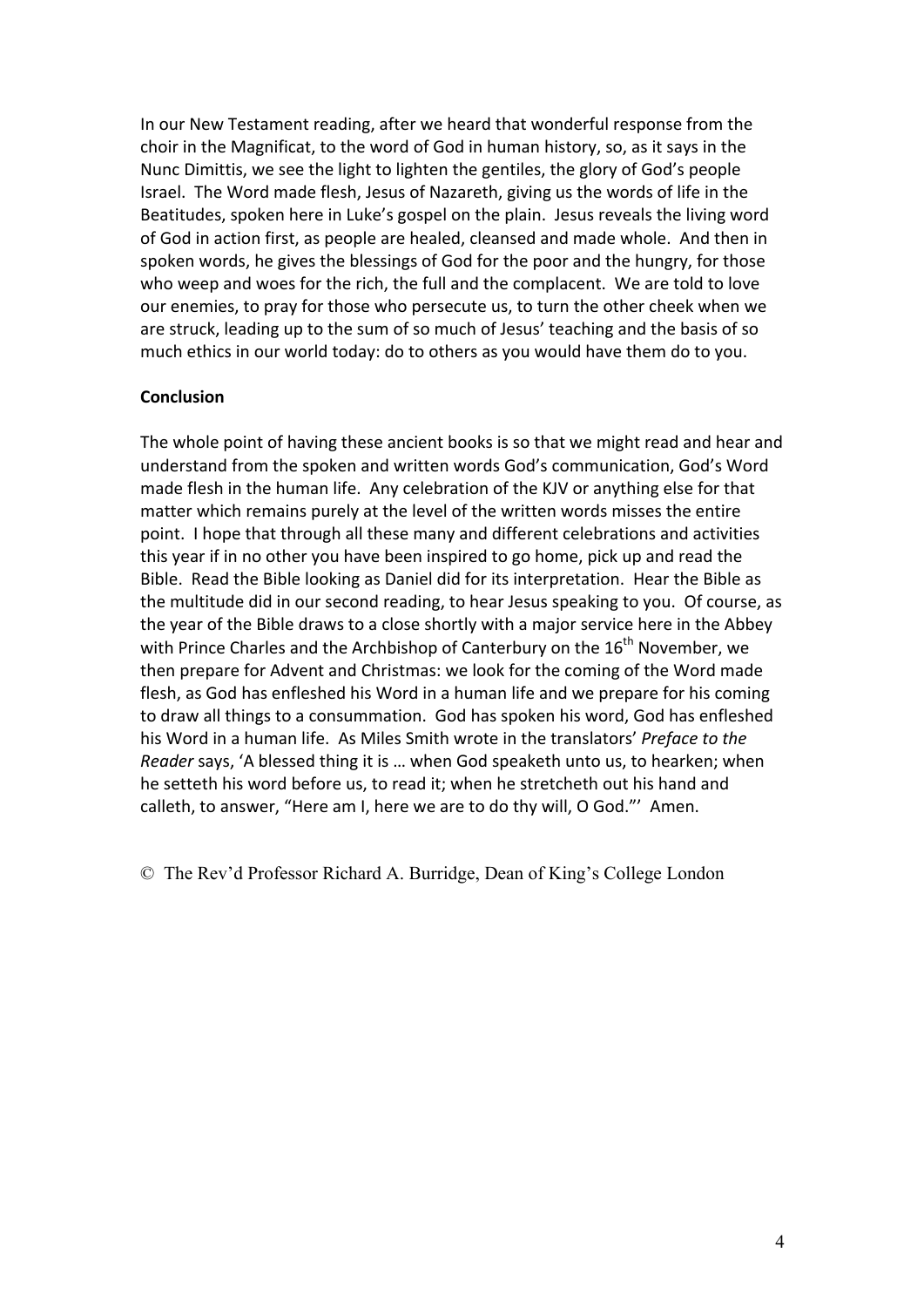In our New Testament reading, after we heard that wonderful response from the choir in the Magnificat, to the word of God in human history, so, as it says in the Nunc Dimittis, we see the light to lighten the gentiles, the glory of God's people Israel. The Word made flesh, Jesus of Nazareth, giving us the words of life in the Beatitudes, spoken here in Luke's gospel on the plain. Jesus reveals the living word of God in action first, as people are healed, cleansed and made whole. And then in spoken words, he gives the blessings of God for the poor and the hungry, for those who weep and woes for the rich, the full and the complacent. We are told to love our enemies, to pray for those who persecute us, to turn the other cheek when we are struck, leading up to the sum of so much of Jesus' teaching and the basis of so much ethics in our world today: do to others as you would have them do to you.

**Conclusion**

The whole point of having these ancient books is so that we might read and hear and understand from the spoken and written words God's communication, God's Word made flesh in the human life. Any celebration of the KJV or anything else for that matter which remains purely at the level of the written words misses the entire point. I hope that through all these many and different celebrations and activities this year if in no other you have been inspired to go home, pick up and read the Bible. Read the Bible looking as Daniel did for its interpretation. Hear the Bible as the multitude did in our second reading, to hear Jesus speaking to you. Of course, as the year of the Bible draws to a close shortly with a major service here in the Abbey with Prince Charles and the Archbishop of Canterbury on the 16th November, we then prepare for Advent and Christmas: we look for the coming of the Word made flesh, as God has enfleshed his Word in a human life and we prepare for his coming to draw all things to a consummation. God has spoken his word, God has enfleshed his Word in a human life. As Miles Smith wrote in the translators' *Preface to the Reader* says, 'A blessed thing it is … when God speaketh unto us, to hearken; when he setteth his word before us, to read it; when he stretcheth out his hand and calleth, to answer, "Here am I, here we are to do thy will, O God."' Amen.

© The Rev'd Professor Richard A. Burridge, Dean of King's College London